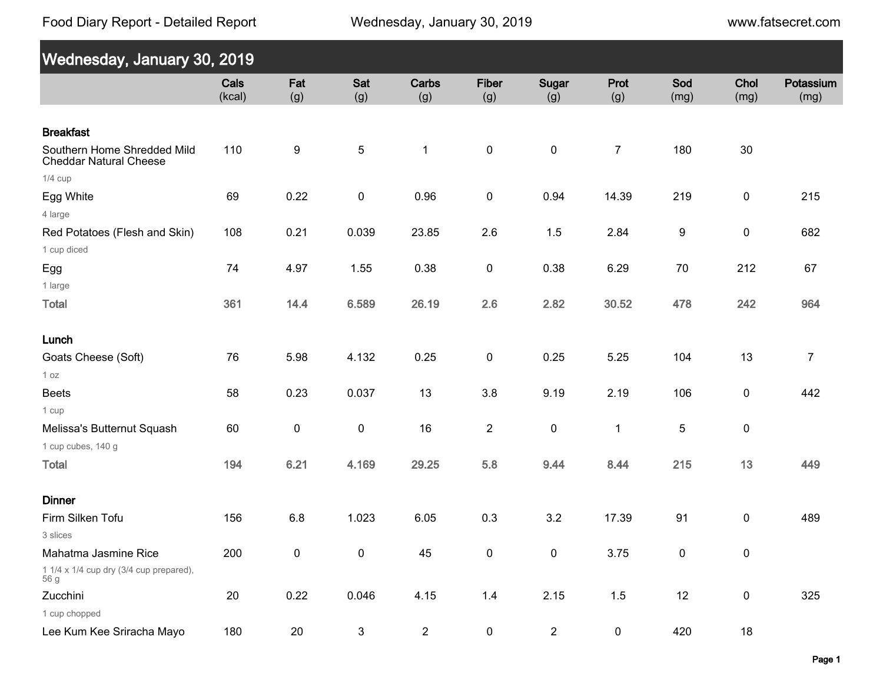Food Diary Report - Detailed Report

# Wednesday, January 30, 2019

| | Cals (kcal) | Fat (g) | Sat (g) | Carbs (g) | Fiber (g) | Sugar (g) | Prot (g) | Sod (mg) | Chol (mg) | Potassium (mg) |
|---|---|---|---|---|---|---|---|---|---|---|
| **Breakfast** | | | | | | | | | | |
| Southern Home Shredded Mild Cheddar Natural Cheese<br>1/4 cup | 110 | 9 | 5 | 1 | 0 | 0 | 7 | 180 | 30 | |
| Egg White<br>4 large | 69 | 0.22 | 0 | 0.96 | 0 | 0.94 | 14.39 | 219 | 0 | 215 |
| Red Potatoes (Flesh and Skin)<br>1 cup diced | 108 | 0.21 | 0.039 | 23.85 | 2.6 | 1.5 | 2.84 | 9 | 0 | 682 |
| Egg<br>1 large | 74 | 4.97 | 1.55 | 0.38 | 0 | 0.38 | 6.29 | 70 | 212 | 67 |
| **Total** | **361** | **14.4** | **6.589** | **26.19** | **2.6** | **2.82** | **30.52** | **478** | **242** | **964** |
| **Lunch** | | | | | | | | | | |
| Goats Cheese (Soft)<br>1 oz | 76 | 5.98 | 4.132 | 0.25 | 0 | 0.25 | 5.25 | 104 | 13 | 7 |
| Beets<br>1 cup | 58 | 0.23 | 0.037 | 13 | 3.8 | 9.19 | 2.19 | 106 | 0 | 442 |
| Melissa's Butternut Squash<br>1 cup cubes, 140 g | 60 | 0 | 0 | 16 | 2 | 0 | 1 | 5 | 0 | |
| **Total** | **194** | **6.21** | **4.169** | **29.25** | **5.8** | **9.44** | **8.44** | **215** | **13** | **449** |
| **Dinner** | | | | | | | | | | |
| Firm Silken Tofu<br>3 slices | 156 | 6.8 | 1.023 | 6.05 | 0.3 | 3.2 | 17.39 | 91 | 0 | 489 |
| Mahatma Jasmine Rice<br>1 1/4 x 1/4 cup dry (3/4 cup prepared), 56 g | 200 | 0 | 0 | 45 | 0 | 0 | 3.75 | 0 | 0 | |
| Zucchini<br>1 cup chopped | 20 | 0.22 | 0.046 | 4.15 | 1.4 | 2.15 | 1.5 | 12 | 0 | 325 |
| Lee Kum Kee Sriracha Mayo | 180 | 20 | 3 | 2 | 0 | 2 | 0 | 420 | 18 | |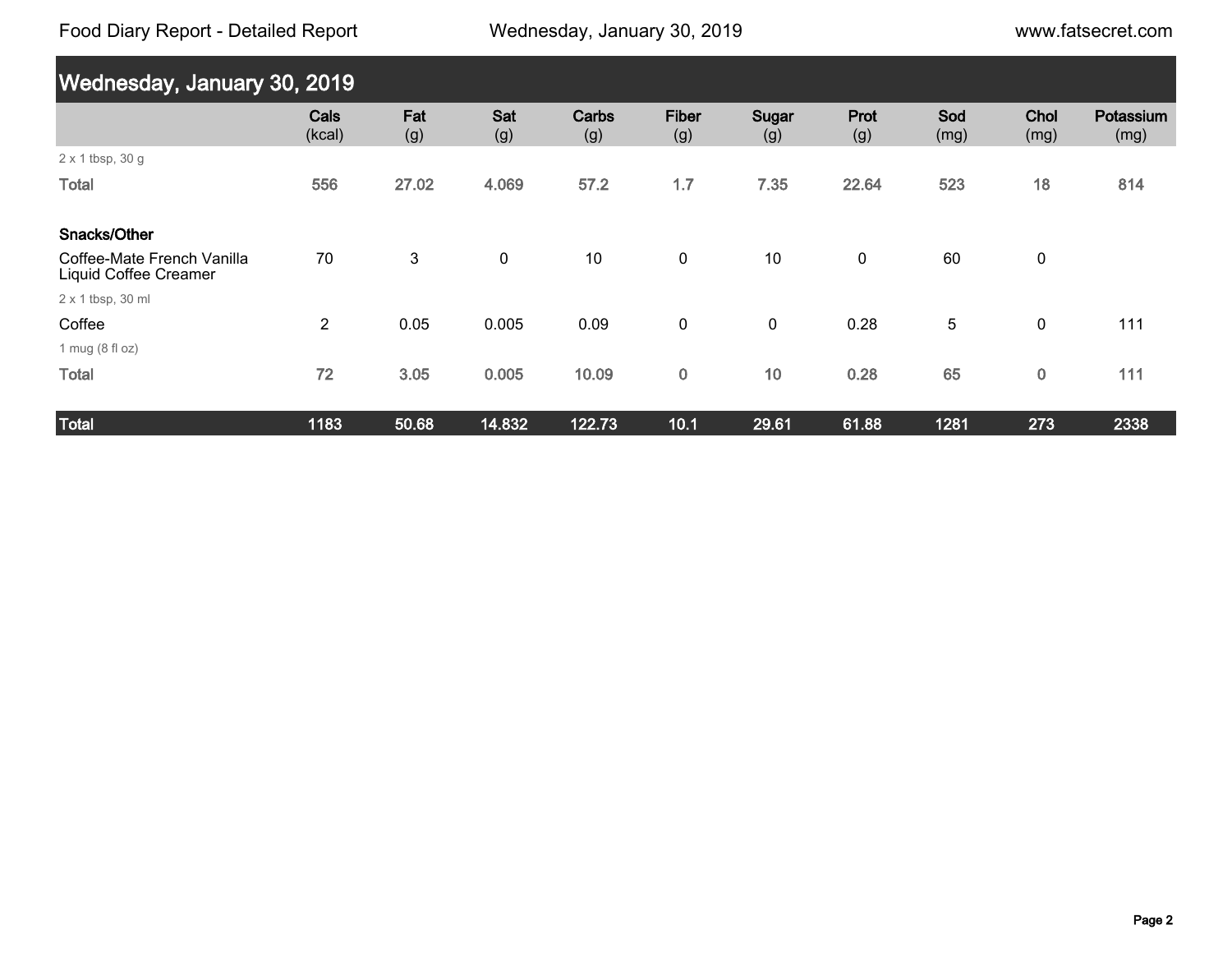## Wednesday, January 30, 2019

| | Cals (kcal) | Fat (g) | Sat (g) | Carbs (g) | Fiber (g) | Sugar (g) | Prot (g) | Sod (mg) | Chol (mg) | Potassium (mg) |
|---|---|---|---|---|---|---|---|---|---|---|
| 2 x 1 tbsp, 30 g | | | | | | | | | | |
| **Total** | **556** | **27.02** | **4.069** | **57.2** | **1.7** | **7.35** | **22.64** | **523** | **18** | **814** |
| **Snacks/Other** | | | | | | | | | | |
| Coffee-Mate French Vanilla Liquid Coffee Creamer | 70 | 3 | 0 | 10 | 0 | 10 | 0 | 60 | 0 | |
| 2 x 1 tbsp, 30 ml | | | | | | | | | | |
| Coffee | 2 | 0.05 | 0.005 | 0.09 | 0 | 0 | 0.28 | 5 | 0 | 111 |
| 1 mug (8 fl oz) | | | | | | | | | | |
| **Total** | **72** | **3.05** | **0.005** | **10.09** | **0** | **10** | **0.28** | **65** | **0** | **111** |
| **Total** | **1183** | **50.68** | **14.832** | **122.73** | **10.1** | **29.61** | **61.88** | **1281** | **273** | **2338** |